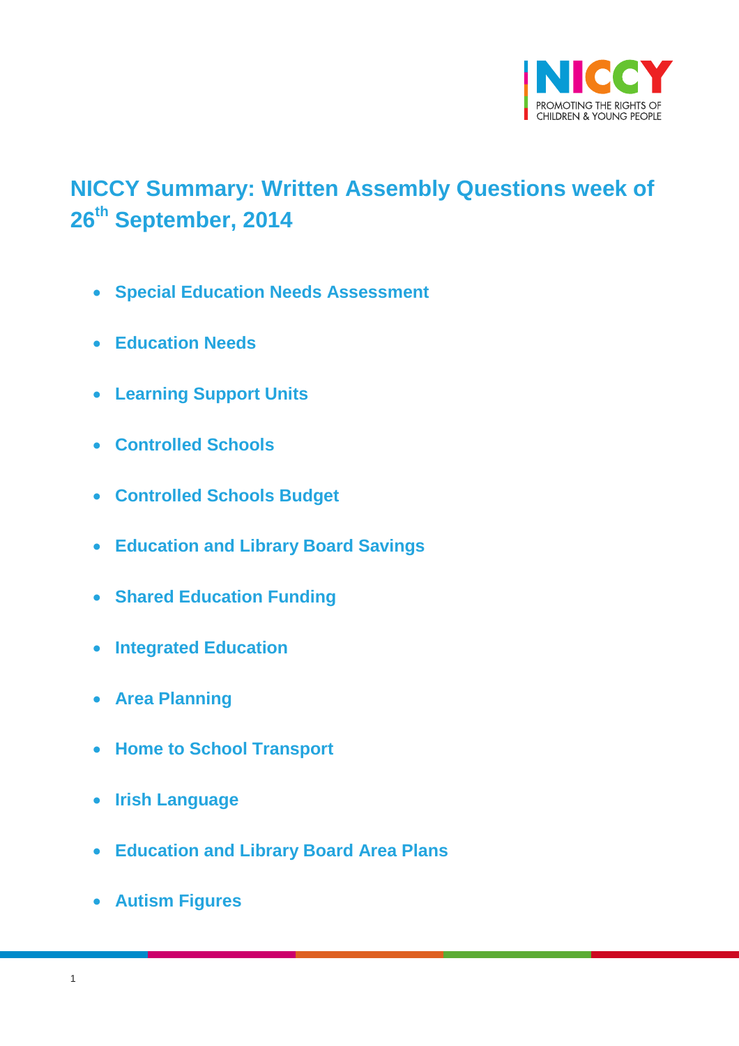NICCY

PROMOTING THE RIGHTS OF CHILDREN & YOUNG PEOPLE

# NICCY Summary: Written Assembly Questions week of 26th September, 2014

- **Special Education Needs Assessment**
- **Education Needs**
- **Learning Support Units**
- **Controlled Schools**
- **Controlled Schools Budget**
- **Education and Library Board Savings**
- **Shared Education Funding**
- **Integrated Education**
- **Area Planning**
- **Home to School Transport**
- **Irish Language**
- **Education and Library Board Area Plans**
- **Autism Figures**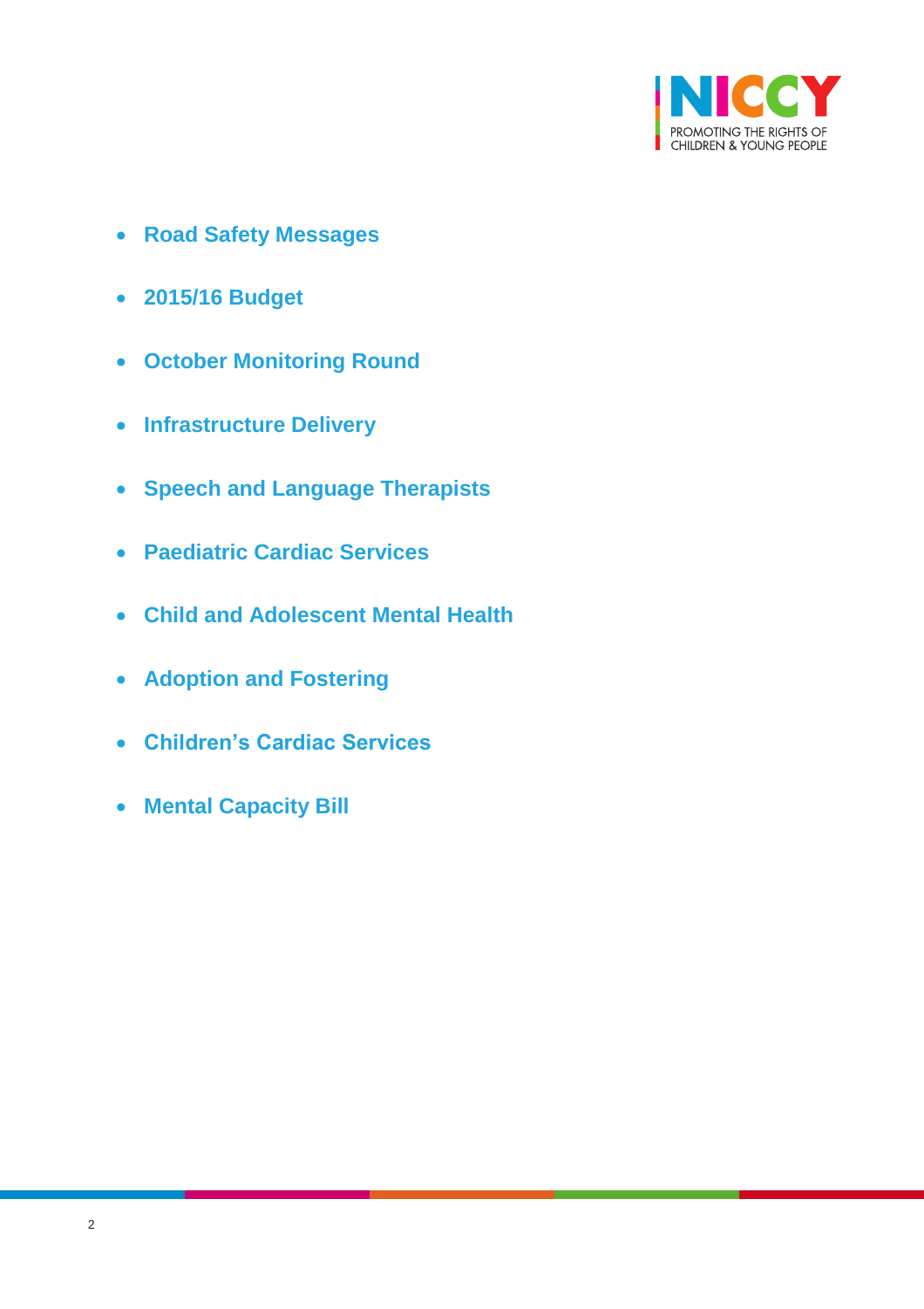- **Road Safety Messages**
- **2015/16 Budget**
- **October Monitoring Round**
- **Infrastructure Delivery**
- **Speech and Language Therapists**
- **Paediatric Cardiac Services**
- **Child and Adolescent Mental Health**
- **Adoption and Fostering**
- **Children's Cardiac Services**
- **Mental Capacity Bill**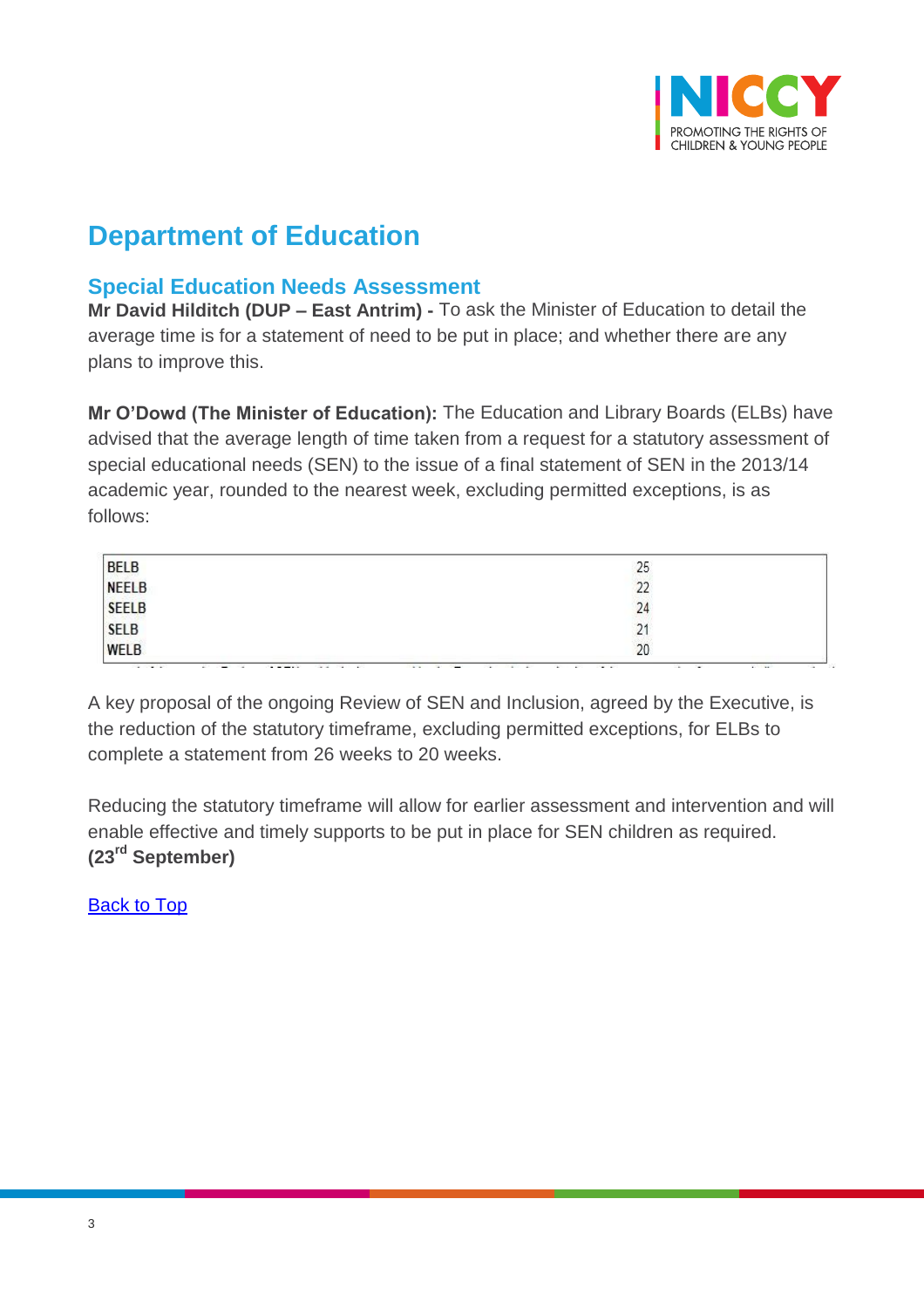# Department of Education

## Special Education Needs Assessment

**Mr David Hilditch (DUP – East Antrim) -** To ask the Minister of Education to detail the average time is for a statement of need to be put in place; and whether there are any plans to improve this.

**Mr O'Dowd (The Minister of Education):** The Education and Library Boards (ELBs) have advised that the average length of time taken from a request for a statutory assessment of special educational needs (SEN) to the issue of a final statement of SEN in the 2013/14 academic year, rounded to the nearest week, excluding permitted exceptions, is as follows:

| | |
|---|---|
| BELB | 25 |
| NEELB | 22 |
| SEELB | 24 |
| SELB | 21 |
| WELB | 20 |

A key proposal of the ongoing Review of SEN and Inclusion, agreed by the Executive, is the reduction of the statutory timeframe, excluding permitted exceptions, for ELBs to complete a statement from 26 weeks to 20 weeks.

Reducing the statutory timeframe will allow for earlier assessment and intervention and will enable effective and timely supports to be put in place for SEN children as required. **(23rd September)**

Back to Top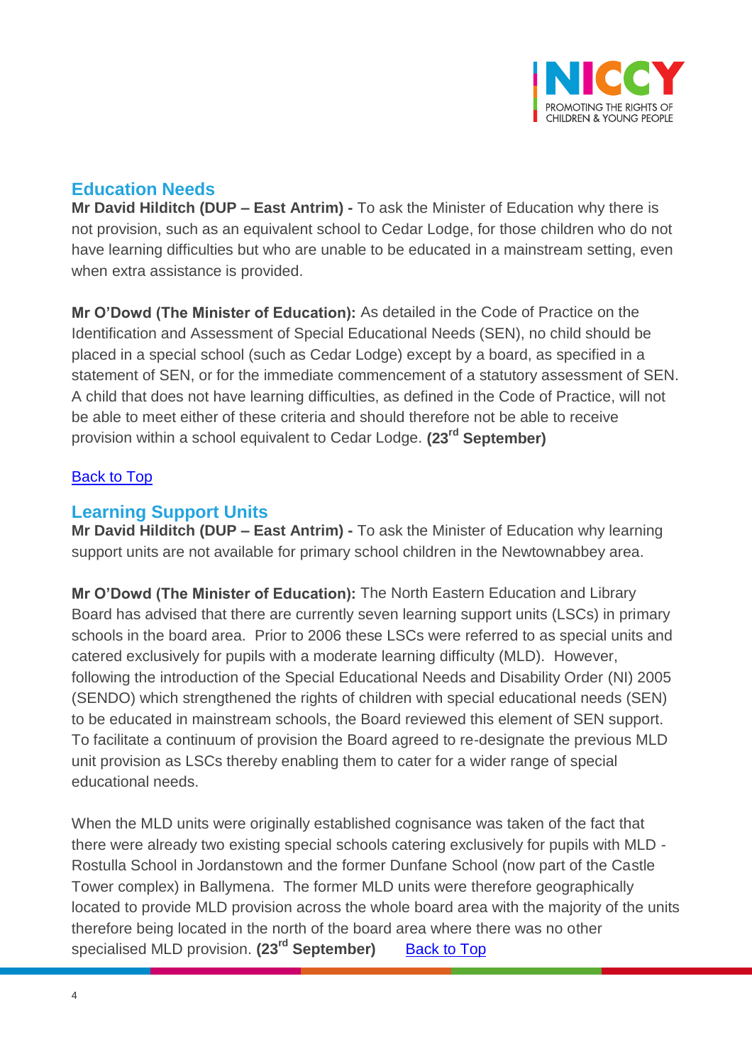## Education Needs

**Mr David Hilditch (DUP – East Antrim) -** To ask the Minister of Education why there is not provision, such as an equivalent school to Cedar Lodge, for those children who do not have learning difficulties but who are unable to be educated in a mainstream setting, even when extra assistance is provided.

**Mr O'Dowd (The Minister of Education):** As detailed in the Code of Practice on the Identification and Assessment of Special Educational Needs (SEN), no child should be placed in a special school (such as Cedar Lodge) except by a board, as specified in a statement of SEN, or for the immediate commencement of a statutory assessment of SEN. A child that does not have learning difficulties, as defined in the Code of Practice, will not be able to meet either of these criteria and should therefore not be able to receive provision within a school equivalent to Cedar Lodge. **(23rd September)**

Back to Top

## Learning Support Units

**Mr David Hilditch (DUP – East Antrim) -** To ask the Minister of Education why learning support units are not available for primary school children in the Newtownabbey area.

**Mr O'Dowd (The Minister of Education):** The North Eastern Education and Library Board has advised that there are currently seven learning support units (LSCs) in primary schools in the board area. Prior to 2006 these LSCs were referred to as special units and catered exclusively for pupils with a moderate learning difficulty (MLD). However, following the introduction of the Special Educational Needs and Disability Order (NI) 2005 (SENDO) which strengthened the rights of children with special educational needs (SEN) to be educated in mainstream schools, the Board reviewed this element of SEN support. To facilitate a continuum of provision the Board agreed to re-designate the previous MLD unit provision as LSCs thereby enabling them to cater for a wider range of special educational needs.

When the MLD units were originally established cognisance was taken of the fact that there were already two existing special schools catering exclusively for pupils with MLD - Rostulla School in Jordanstown and the former Dunfane School (now part of the Castle Tower complex) in Ballymena. The former MLD units were therefore geographically located to provide MLD provision across the whole board area with the majority of the units therefore being located in the north of the board area where there was no other specialised MLD provision. **(23rd September)** Back to Top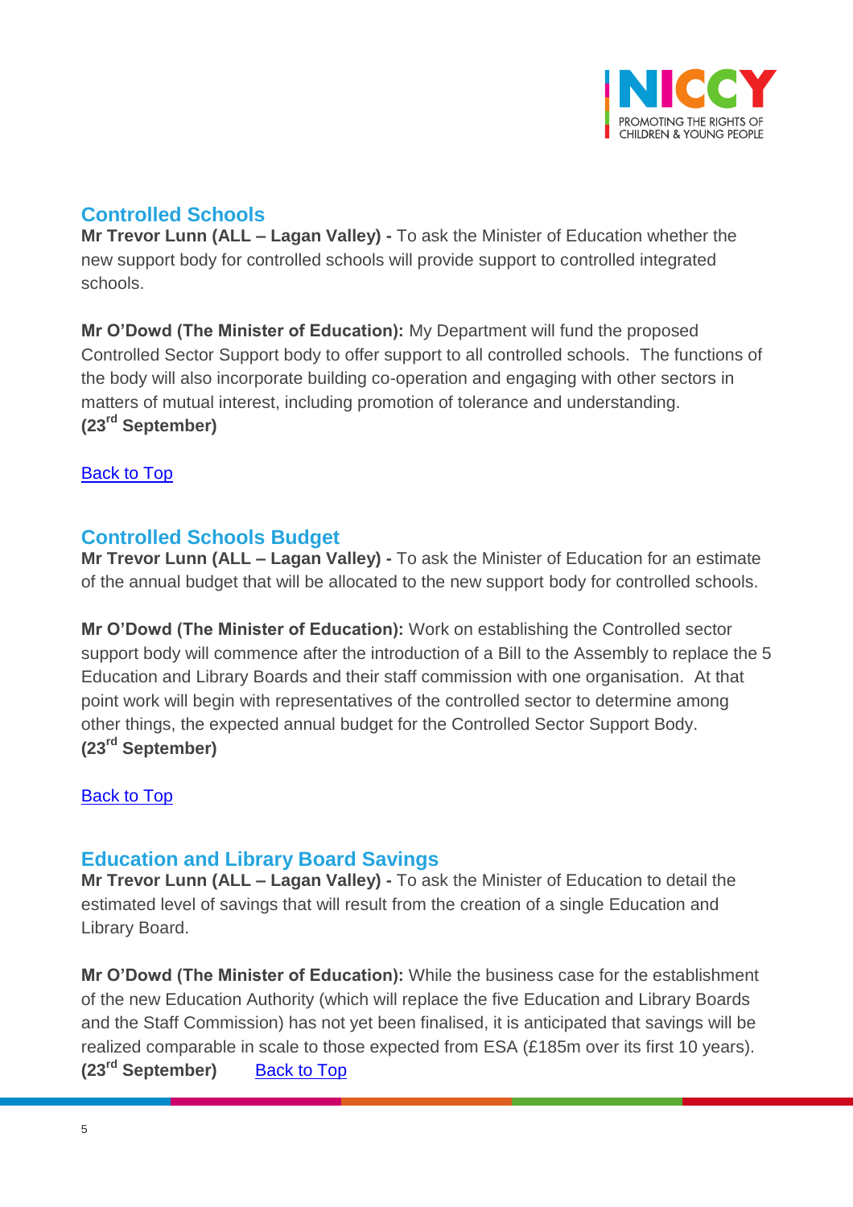## Controlled Schools

**Mr Trevor Lunn (ALL – Lagan Valley) -** To ask the Minister of Education whether the new support body for controlled schools will provide support to controlled integrated schools.

**Mr O'Dowd (The Minister of Education):** My Department will fund the proposed Controlled Sector Support body to offer support to all controlled schools. The functions of the body will also incorporate building co-operation and engaging with other sectors in matters of mutual interest, including promotion of tolerance and understanding.
**(23rd September)**

Back to Top

## Controlled Schools Budget

**Mr Trevor Lunn (ALL – Lagan Valley) -** To ask the Minister of Education for an estimate of the annual budget that will be allocated to the new support body for controlled schools.

**Mr O'Dowd (The Minister of Education):** Work on establishing the Controlled sector support body will commence after the introduction of a Bill to the Assembly to replace the 5 Education and Library Boards and their staff commission with one organisation. At that point work will begin with representatives of the controlled sector to determine among other things, the expected annual budget for the Controlled Sector Support Body.
**(23rd September)**

Back to Top

## Education and Library Board Savings

**Mr Trevor Lunn (ALL – Lagan Valley) -** To ask the Minister of Education to detail the estimated level of savings that will result from the creation of a single Education and Library Board.

**Mr O'Dowd (The Minister of Education):** While the business case for the establishment of the new Education Authority (which will replace the five Education and Library Boards and the Staff Commission) has not yet been finalised, it is anticipated that savings will be realized comparable in scale to those expected from ESA (£185m over its first 10 years).
**(23rd September)** Back to Top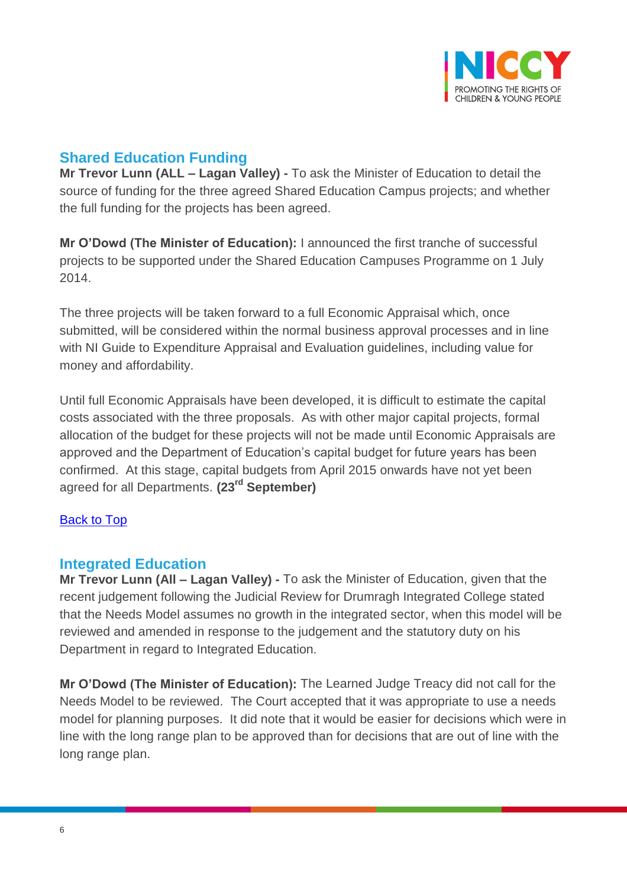## Shared Education Funding

**Mr Trevor Lunn (ALL – Lagan Valley) -** To ask the Minister of Education to detail the source of funding for the three agreed Shared Education Campus projects; and whether the full funding for the projects has been agreed.

**Mr O'Dowd (The Minister of Education):** I announced the first tranche of successful projects to be supported under the Shared Education Campuses Programme on 1 July 2014.

The three projects will be taken forward to a full Economic Appraisal which, once submitted, will be considered within the normal business approval processes and in line with NI Guide to Expenditure Appraisal and Evaluation guidelines, including value for money and affordability.

Until full Economic Appraisals have been developed, it is difficult to estimate the capital costs associated with the three proposals. As with other major capital projects, formal allocation of the budget for these projects will not be made until Economic Appraisals are approved and the Department of Education's capital budget for future years has been confirmed. At this stage, capital budgets from April 2015 onwards have not yet been agreed for all Departments. **(23rd September)**

Back to Top

## Integrated Education

**Mr Trevor Lunn (All – Lagan Valley) -** To ask the Minister of Education, given that the recent judgement following the Judicial Review for Drumragh Integrated College stated that the Needs Model assumes no growth in the integrated sector, when this model will be reviewed and amended in response to the judgement and the statutory duty on his Department in regard to Integrated Education.

**Mr O'Dowd (The Minister of Education):** The Learned Judge Treacy did not call for the Needs Model to be reviewed. The Court accepted that it was appropriate to use a needs model for planning purposes. It did note that it would be easier for decisions which were in line with the long range plan to be approved than for decisions that are out of line with the long range plan.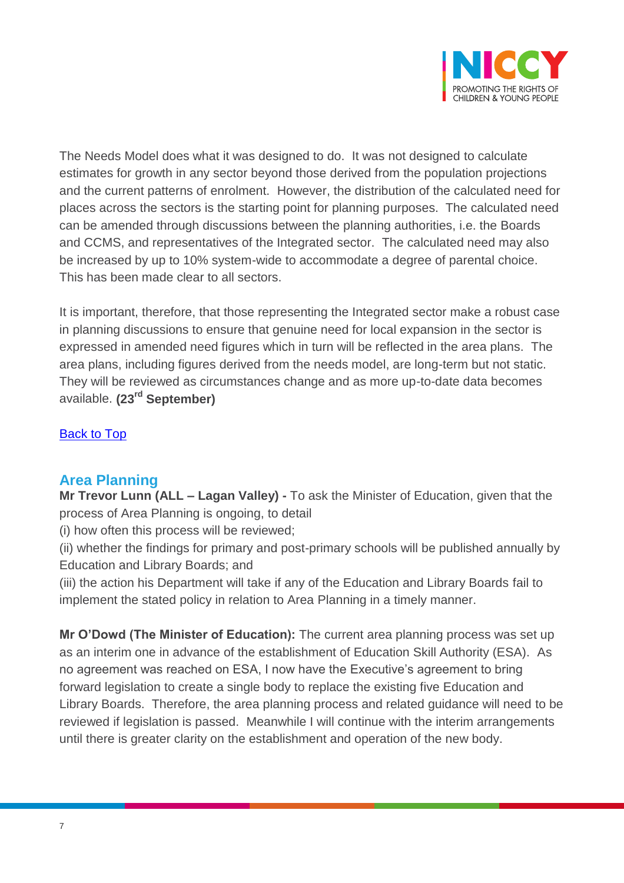The Needs Model does what it was designed to do. It was not designed to calculate estimates for growth in any sector beyond those derived from the population projections and the current patterns of enrolment. However, the distribution of the calculated need for places across the sectors is the starting point for planning purposes. The calculated need can be amended through discussions between the planning authorities, i.e. the Boards and CCMS, and representatives of the Integrated sector. The calculated need may also be increased by up to 10% system-wide to accommodate a degree of parental choice. This has been made clear to all sectors.

It is important, therefore, that those representing the Integrated sector make a robust case in planning discussions to ensure that genuine need for local expansion in the sector is expressed in amended need figures which in turn will be reflected in the area plans. The area plans, including figures derived from the needs model, are long-term but not static. They will be reviewed as circumstances change and as more up-to-date data becomes available. **(23rd September)**

Back to Top

## Area Planning

**Mr Trevor Lunn (ALL – Lagan Valley) -** To ask the Minister of Education, given that the process of Area Planning is ongoing, to detail
(i) how often this process will be reviewed;
(ii) whether the findings for primary and post-primary schools will be published annually by Education and Library Boards; and
(iii) the action his Department will take if any of the Education and Library Boards fail to implement the stated policy in relation to Area Planning in a timely manner.

**Mr O'Dowd (The Minister of Education):** The current area planning process was set up as an interim one in advance of the establishment of Education Skill Authority (ESA). As no agreement was reached on ESA, I now have the Executive's agreement to bring forward legislation to create a single body to replace the existing five Education and Library Boards. Therefore, the area planning process and related guidance will need to be reviewed if legislation is passed. Meanwhile I will continue with the interim arrangements until there is greater clarity on the establishment and operation of the new body.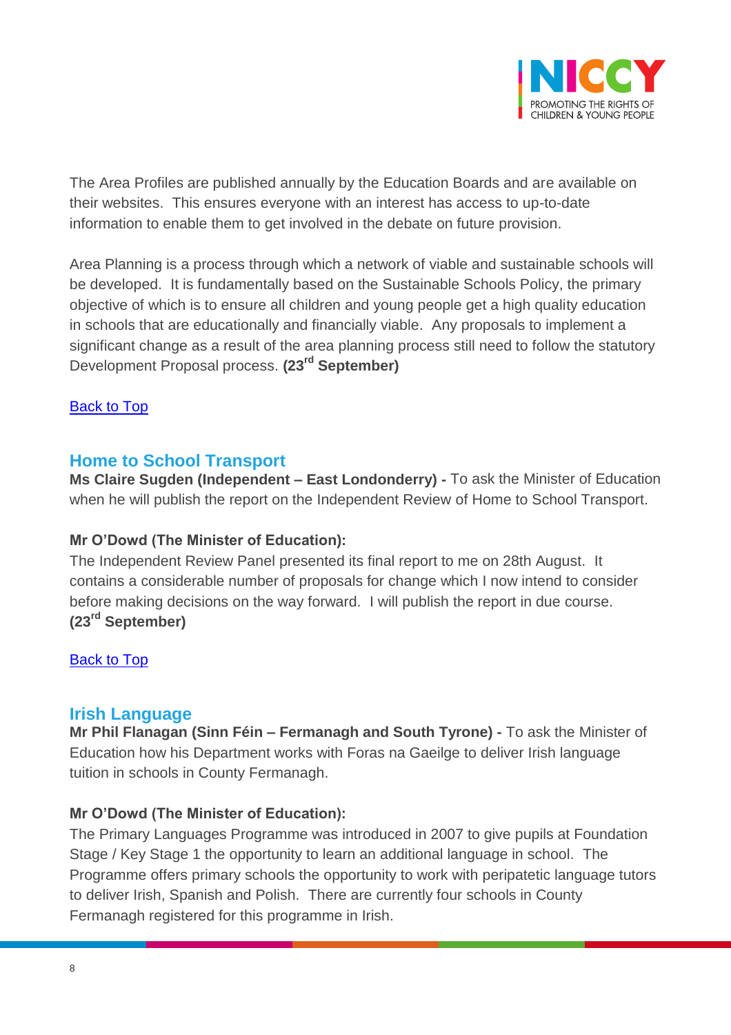The Area Profiles are published annually by the Education Boards and are available on their websites. This ensures everyone with an interest has access to up-to-date information to enable them to get involved in the debate on future provision.

Area Planning is a process through which a network of viable and sustainable schools will be developed. It is fundamentally based on the Sustainable Schools Policy, the primary objective of which is to ensure all children and young people get a high quality education in schools that are educationally and financially viable. Any proposals to implement a significant change as a result of the area planning process still need to follow the statutory Development Proposal process. **(23rd September)**

Back to Top

## Home to School Transport

**Ms Claire Sugden (Independent – East Londonderry) -** To ask the Minister of Education when he will publish the report on the Independent Review of Home to School Transport.

**Mr O'Dowd (The Minister of Education):**
The Independent Review Panel presented its final report to me on 28th August. It contains a considerable number of proposals for change which I now intend to consider before making decisions on the way forward. I will publish the report in due course. **(23rd September)**

Back to Top

## Irish Language

**Mr Phil Flanagan (Sinn Féin – Fermanagh and South Tyrone) -** To ask the Minister of Education how his Department works with Foras na Gaeilge to deliver Irish language tuition in schools in County Fermanagh.

**Mr O'Dowd (The Minister of Education):**
The Primary Languages Programme was introduced in 2007 to give pupils at Foundation Stage / Key Stage 1 the opportunity to learn an additional language in school. The Programme offers primary schools the opportunity to work with peripatetic language tutors to deliver Irish, Spanish and Polish. There are currently four schools in County Fermanagh registered for this programme in Irish.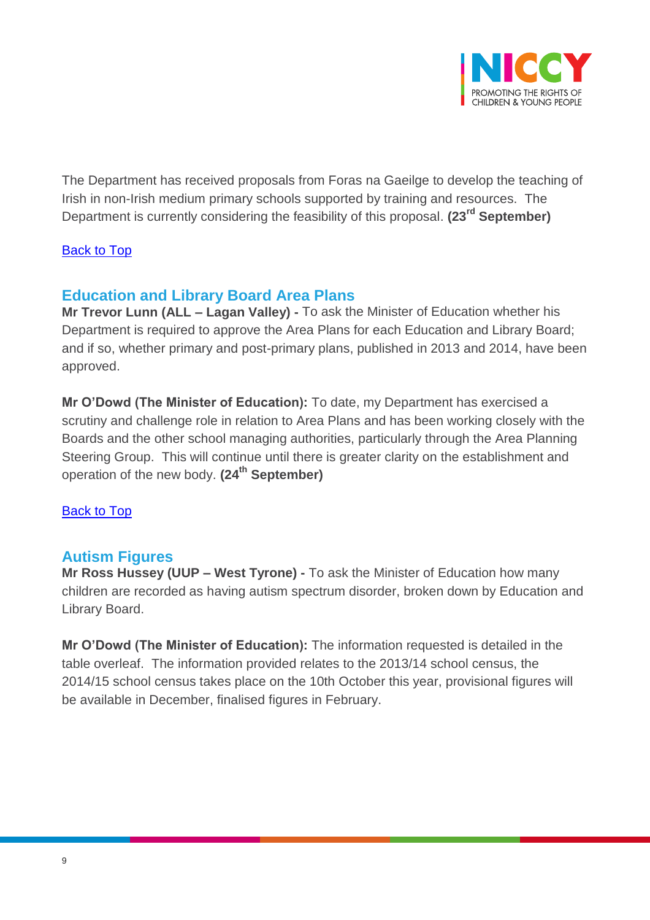The Department has received proposals from Foras na Gaeilge to develop the teaching of Irish in non-Irish medium primary schools supported by training and resources. The Department is currently considering the feasibility of this proposal. **(23rd September)**

[Back to Top]

## Education and Library Board Area Plans

**Mr Trevor Lunn (ALL – Lagan Valley) -** To ask the Minister of Education whether his Department is required to approve the Area Plans for each Education and Library Board; and if so, whether primary and post-primary plans, published in 2013 and 2014, have been approved.

**Mr O'Dowd (The Minister of Education):** To date, my Department has exercised a scrutiny and challenge role in relation to Area Plans and has been working closely with the Boards and the other school managing authorities, particularly through the Area Planning Steering Group. This will continue until there is greater clarity on the establishment and operation of the new body. **(24th September)**

[Back to Top]

## Autism Figures

**Mr Ross Hussey (UUP – West Tyrone) -** To ask the Minister of Education how many children are recorded as having autism spectrum disorder, broken down by Education and Library Board.

**Mr O'Dowd (The Minister of Education):** The information requested is detailed in the table overleaf. The information provided relates to the 2013/14 school census, the 2014/15 school census takes place on the 10th October this year, provisional figures will be available in December, finalised figures in February.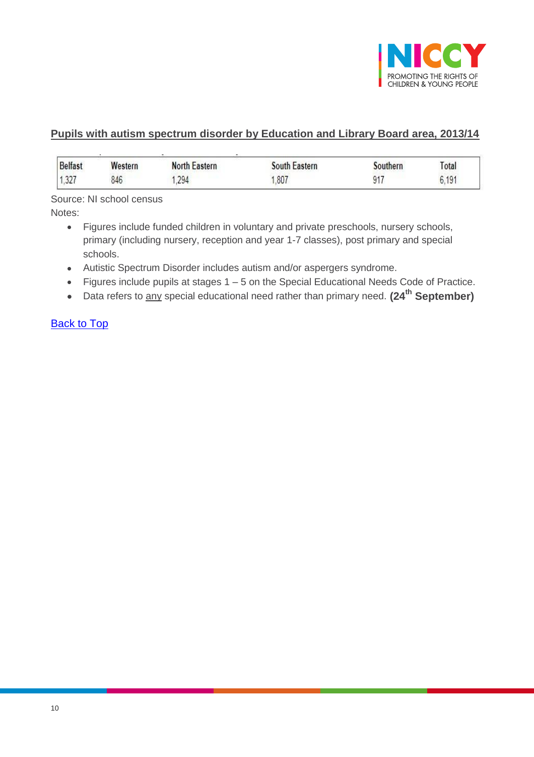## Pupils with autism spectrum disorder by Education and Library Board area, 2013/14

| Belfast | Western | North Eastern | South Eastern | Southern | Total |
|---|---|---|---|---|---|
| 1,327 | 846 | 1,294 | 1,807 | 917 | 6,191 |

Source: NI school census

Notes:

- Figures include funded children in voluntary and private preschools, nursery schools, primary (including nursery, reception and year 1-7 classes), post primary and special schools.
- Autistic Spectrum Disorder includes autism and/or aspergers syndrome.
- Figures include pupils at stages 1 – 5 on the Special Educational Needs Code of Practice.
- Data refers to any special educational need rather than primary need. **(24th September)**

Back to Top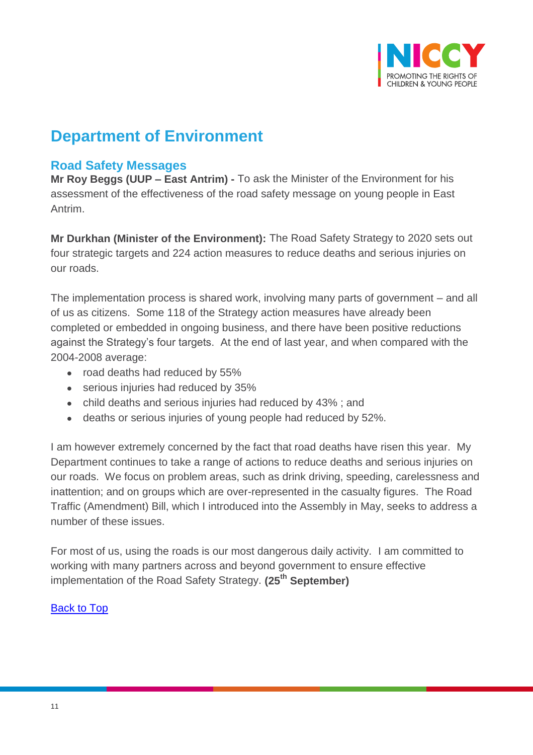# Department of Environment

## Road Safety Messages

**Mr Roy Beggs (UUP – East Antrim) -** To ask the Minister of the Environment for his assessment of the effectiveness of the road safety message on young people in East Antrim.

**Mr Durkhan (Minister of the Environment):** The Road Safety Strategy to 2020 sets out four strategic targets and 224 action measures to reduce deaths and serious injuries on our roads.

The implementation process is shared work, involving many parts of government – and all of us as citizens. Some 118 of the Strategy action measures have already been completed or embedded in ongoing business, and there have been positive reductions against the Strategy's four targets. At the end of last year, and when compared with the 2004-2008 average:

- road deaths had reduced by 55%
- serious injuries had reduced by 35%
- child deaths and serious injuries had reduced by 43% ; and
- deaths or serious injuries of young people had reduced by 52%.

I am however extremely concerned by the fact that road deaths have risen this year. My Department continues to take a range of actions to reduce deaths and serious injuries on our roads. We focus on problem areas, such as drink driving, speeding, carelessness and inattention; and on groups which are over-represented in the casualty figures. The Road Traffic (Amendment) Bill, which I introduced into the Assembly in May, seeks to address a number of these issues.

For most of us, using the roads is our most dangerous daily activity. I am committed to working with many partners across and beyond government to ensure effective implementation of the Road Safety Strategy. **(25th September)**

Back to Top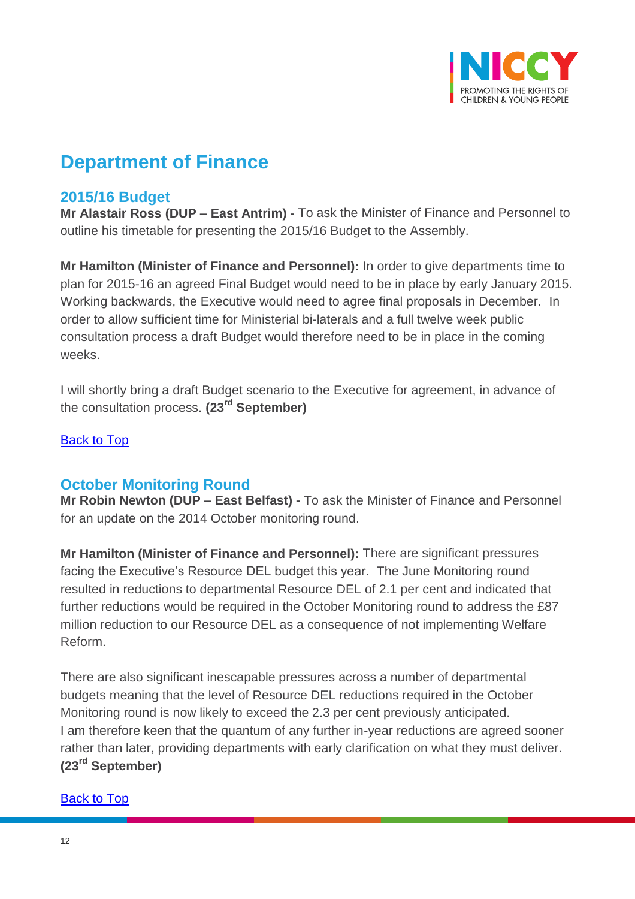# Department of Finance

## 2015/16 Budget

**Mr Alastair Ross (DUP – East Antrim) -** To ask the Minister of Finance and Personnel to outline his timetable for presenting the 2015/16 Budget to the Assembly.

**Mr Hamilton (Minister of Finance and Personnel):** In order to give departments time to plan for 2015-16 an agreed Final Budget would need to be in place by early January 2015. Working backwards, the Executive would need to agree final proposals in December. In order to allow sufficient time for Ministerial bi-laterals and a full twelve week public consultation process a draft Budget would therefore need to be in place in the coming weeks.

I will shortly bring a draft Budget scenario to the Executive for agreement, in advance of the consultation process. **(23rd September)**

Back to Top

## October Monitoring Round

**Mr Robin Newton (DUP – East Belfast) -** To ask the Minister of Finance and Personnel for an update on the 2014 October monitoring round.

**Mr Hamilton (Minister of Finance and Personnel):** There are significant pressures facing the Executive's Resource DEL budget this year. The June Monitoring round resulted in reductions to departmental Resource DEL of 2.1 per cent and indicated that further reductions would be required in the October Monitoring round to address the £87 million reduction to our Resource DEL as a consequence of not implementing Welfare Reform.

There are also significant inescapable pressures across a number of departmental budgets meaning that the level of Resource DEL reductions required in the October Monitoring round is now likely to exceed the 2.3 per cent previously anticipated.
I am therefore keen that the quantum of any further in-year reductions are agreed sooner rather than later, providing departments with early clarification on what they must deliver. **(23rd September)**

Back to Top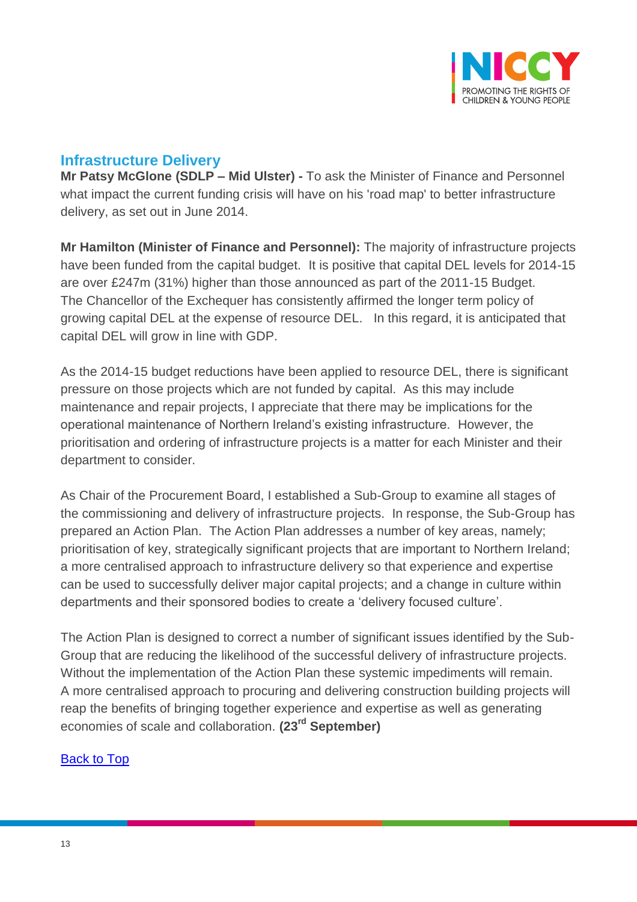## Infrastructure Delivery

**Mr Patsy McGlone (SDLP – Mid Ulster) -** To ask the Minister of Finance and Personnel what impact the current funding crisis will have on his 'road map' to better infrastructure delivery, as set out in June 2014.

**Mr Hamilton (Minister of Finance and Personnel):** The majority of infrastructure projects have been funded from the capital budget. It is positive that capital DEL levels for 2014-15 are over £247m (31%) higher than those announced as part of the 2011-15 Budget. The Chancellor of the Exchequer has consistently affirmed the longer term policy of growing capital DEL at the expense of resource DEL. In this regard, it is anticipated that capital DEL will grow in line with GDP.

As the 2014-15 budget reductions have been applied to resource DEL, there is significant pressure on those projects which are not funded by capital. As this may include maintenance and repair projects, I appreciate that there may be implications for the operational maintenance of Northern Ireland's existing infrastructure. However, the prioritisation and ordering of infrastructure projects is a matter for each Minister and their department to consider.

As Chair of the Procurement Board, I established a Sub-Group to examine all stages of the commissioning and delivery of infrastructure projects. In response, the Sub-Group has prepared an Action Plan. The Action Plan addresses a number of key areas, namely; prioritisation of key, strategically significant projects that are important to Northern Ireland; a more centralised approach to infrastructure delivery so that experience and expertise can be used to successfully deliver major capital projects; and a change in culture within departments and their sponsored bodies to create a 'delivery focused culture'.

The Action Plan is designed to correct a number of significant issues identified by the Sub-Group that are reducing the likelihood of the successful delivery of infrastructure projects. Without the implementation of the Action Plan these systemic impediments will remain. A more centralised approach to procuring and delivering construction building projects will reap the benefits of bringing together experience and expertise as well as generating economies of scale and collaboration. **(23rd September)**

Back to Top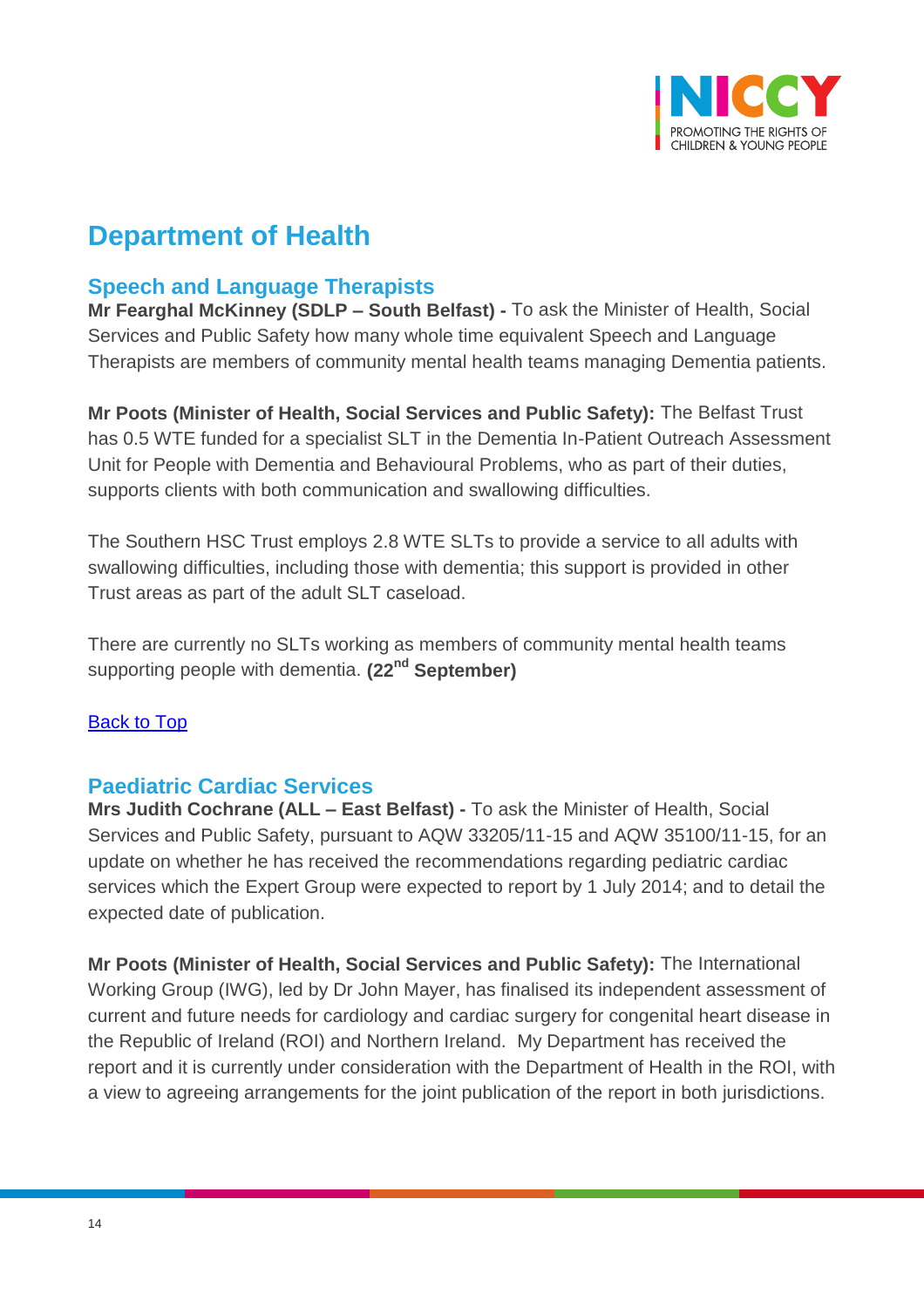# Department of Health

## Speech and Language Therapists

**Mr Fearghal McKinney (SDLP – South Belfast) -** To ask the Minister of Health, Social Services and Public Safety how many whole time equivalent Speech and Language Therapists are members of community mental health teams managing Dementia patients.

**Mr Poots (Minister of Health, Social Services and Public Safety):** The Belfast Trust has 0.5 WTE funded for a specialist SLT in the Dementia In-Patient Outreach Assessment Unit for People with Dementia and Behavioural Problems, who as part of their duties, supports clients with both communication and swallowing difficulties.

The Southern HSC Trust employs 2.8 WTE SLTs to provide a service to all adults with swallowing difficulties, including those with dementia; this support is provided in other Trust areas as part of the adult SLT caseload.

There are currently no SLTs working as members of community mental health teams supporting people with dementia. **(22nd September)**

Back to Top

## Paediatric Cardiac Services

**Mrs Judith Cochrane (ALL – East Belfast) -** To ask the Minister of Health, Social Services and Public Safety, pursuant to AQW 33205/11-15 and AQW 35100/11-15, for an update on whether he has received the recommendations regarding pediatric cardiac services which the Expert Group were expected to report by 1 July 2014; and to detail the expected date of publication.

**Mr Poots (Minister of Health, Social Services and Public Safety):** The International Working Group (IWG), led by Dr John Mayer, has finalised its independent assessment of current and future needs for cardiology and cardiac surgery for congenital heart disease in the Republic of Ireland (ROI) and Northern Ireland. My Department has received the report and it is currently under consideration with the Department of Health in the ROI, with a view to agreeing arrangements for the joint publication of the report in both jurisdictions.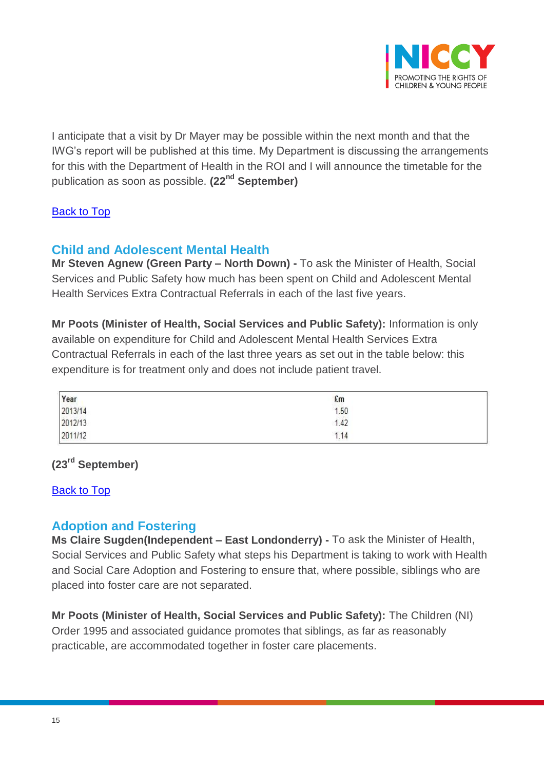I anticipate that a visit by Dr Mayer may be possible within the next month and that the IWG's report will be published at this time. My Department is discussing the arrangements for this with the Department of Health in the ROI and I will announce the timetable for the publication as soon as possible. **(22nd September)**

Back to Top

## Child and Adolescent Mental Health

**Mr Steven Agnew (Green Party – North Down) -** To ask the Minister of Health, Social Services and Public Safety how much has been spent on Child and Adolescent Mental Health Services Extra Contractual Referrals in each of the last five years.

**Mr Poots (Minister of Health, Social Services and Public Safety):** Information is only available on expenditure for Child and Adolescent Mental Health Services Extra Contractual Referrals in each of the last three years as set out in the table below: this expenditure is for treatment only and does not include patient travel.

| Year | £m |
|---|---|
| 2013/14 | 1.50 |
| 2012/13 | 1.42 |
| 2011/12 | 1.14 |

**(23rd September)**

Back to Top

## Adoption and Fostering

**Ms Claire Sugden(Independent – East Londonderry) -** To ask the Minister of Health, Social Services and Public Safety what steps his Department is taking to work with Health and Social Care Adoption and Fostering to ensure that, where possible, siblings who are placed into foster care are not separated.

**Mr Poots (Minister of Health, Social Services and Public Safety):** The Children (NI) Order 1995 and associated guidance promotes that siblings, as far as reasonably practicable, are accommodated together in foster care placements.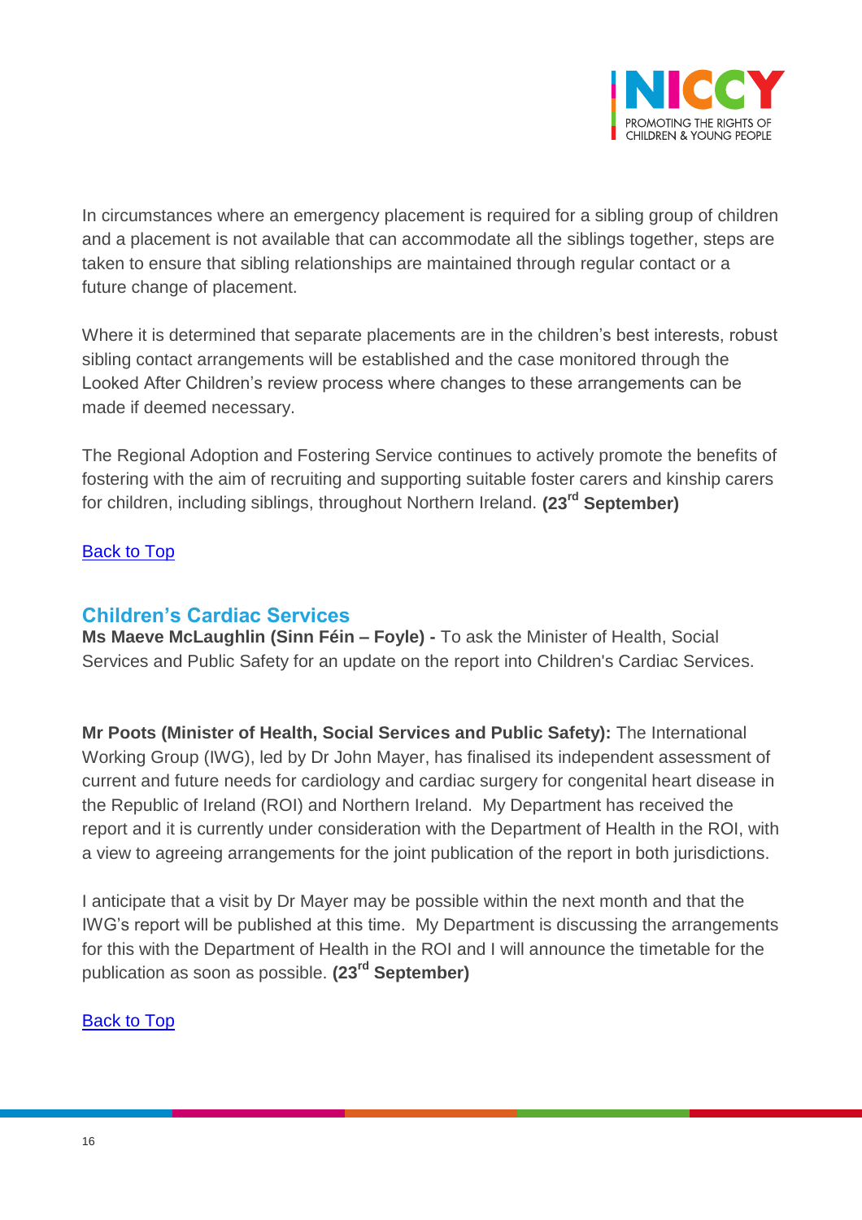In circumstances where an emergency placement is required for a sibling group of children and a placement is not available that can accommodate all the siblings together, steps are taken to ensure that sibling relationships are maintained through regular contact or a future change of placement.

Where it is determined that separate placements are in the children's best interests, robust sibling contact arrangements will be established and the case monitored through the Looked After Children's review process where changes to these arrangements can be made if deemed necessary.

The Regional Adoption and Fostering Service continues to actively promote the benefits of fostering with the aim of recruiting and supporting suitable foster carers and kinship carers for children, including siblings, throughout Northern Ireland. **(23rd September)**

Back to Top

## Children's Cardiac Services

**Ms Maeve McLaughlin (Sinn Féin – Foyle) -** To ask the Minister of Health, Social Services and Public Safety for an update on the report into Children's Cardiac Services.

**Mr Poots (Minister of Health, Social Services and Public Safety):** The International Working Group (IWG), led by Dr John Mayer, has finalised its independent assessment of current and future needs for cardiology and cardiac surgery for congenital heart disease in the Republic of Ireland (ROI) and Northern Ireland. My Department has received the report and it is currently under consideration with the Department of Health in the ROI, with a view to agreeing arrangements for the joint publication of the report in both jurisdictions.

I anticipate that a visit by Dr Mayer may be possible within the next month and that the IWG's report will be published at this time. My Department is discussing the arrangements for this with the Department of Health in the ROI and I will announce the timetable for the publication as soon as possible. **(23rd September)**

Back to Top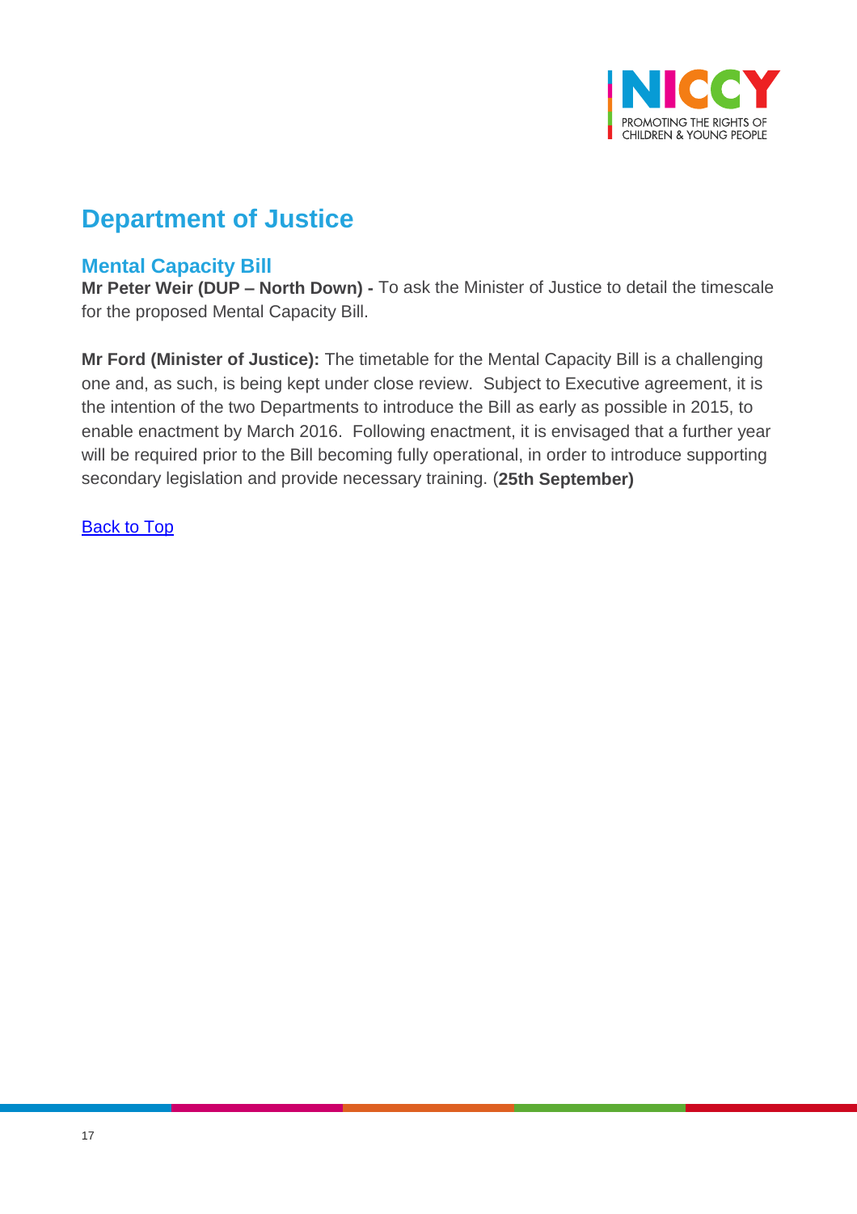## Department of Justice

### Mental Capacity Bill

**Mr Peter Weir (DUP – North Down) -** To ask the Minister of Justice to detail the timescale for the proposed Mental Capacity Bill.

**Mr Ford (Minister of Justice):** The timetable for the Mental Capacity Bill is a challenging one and, as such, is being kept under close review. Subject to Executive agreement, it is the intention of the two Departments to introduce the Bill as early as possible in 2015, to enable enactment by March 2016. Following enactment, it is envisaged that a further year will be required prior to the Bill becoming fully operational, in order to introduce supporting secondary legislation and provide necessary training. (**25th September)**

Back to Top